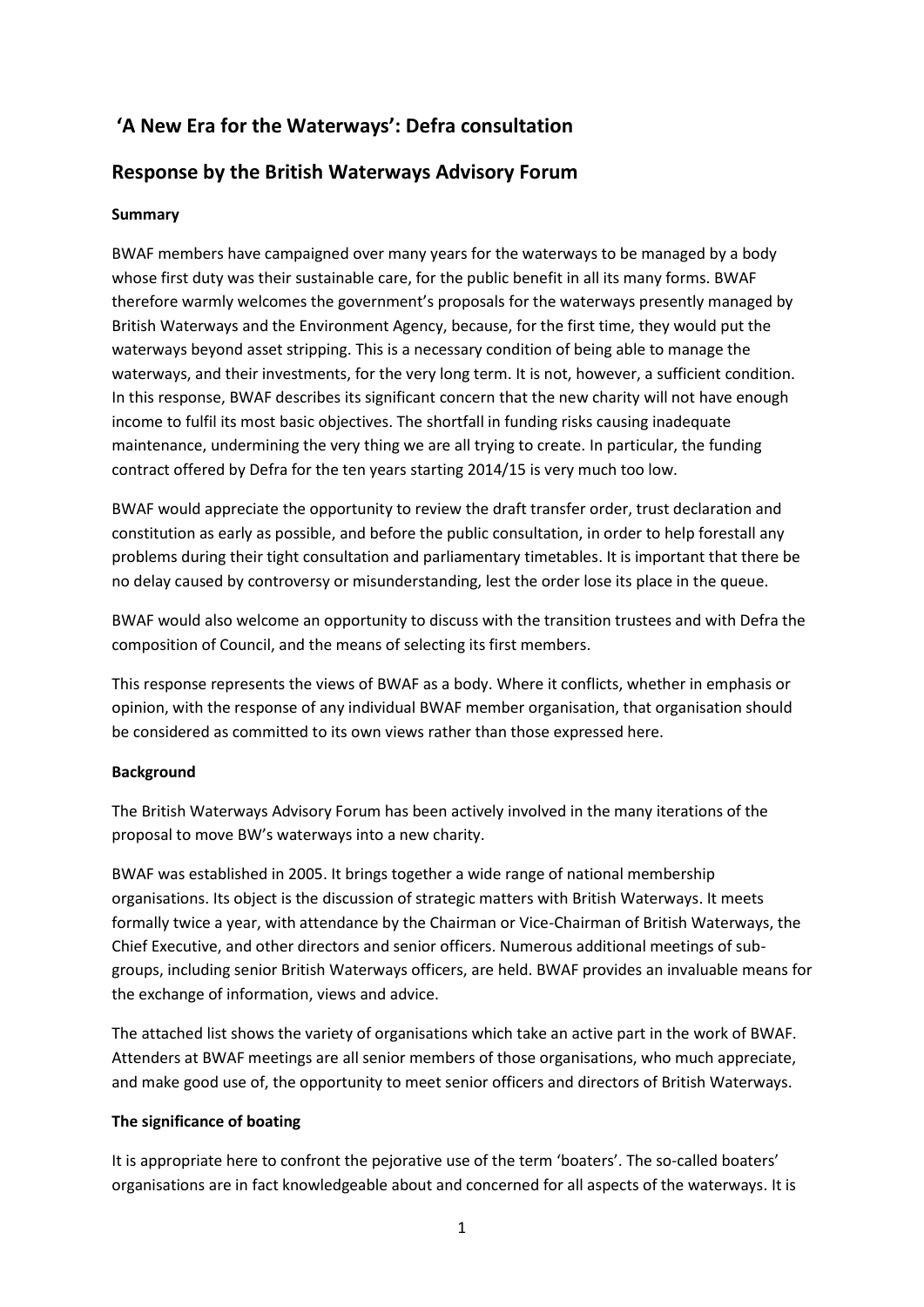# 'A New Era for the Waterways': Defra consultation

## Response by the British Waterways Advisory Forum

**Summary**

BWAF members have campaigned over many years for the waterways to be managed by a body whose first duty was their sustainable care, for the public benefit in all its many forms. BWAF therefore warmly welcomes the government's proposals for the waterways presently managed by British Waterways and the Environment Agency, because, for the first time, they would put the waterways beyond asset stripping. This is a necessary condition of being able to manage the waterways, and their investments, for the very long term. It is not, however, a sufficient condition. In this response, BWAF describes its significant concern that the new charity will not have enough income to fulfil its most basic objectives. The shortfall in funding risks causing inadequate maintenance, undermining the very thing we are all trying to create. In particular, the funding contract offered by Defra for the ten years starting 2014/15 is very much too low.

BWAF would appreciate the opportunity to review the draft transfer order, trust declaration and constitution as early as possible, and before the public consultation, in order to help forestall any problems during their tight consultation and parliamentary timetables. It is important that there be no delay caused by controversy or misunderstanding, lest the order lose its place in the queue.

BWAF would also welcome an opportunity to discuss with the transition trustees and with Defra the composition of Council, and the means of selecting its first members.

This response represents the views of BWAF as a body. Where it conflicts, whether in emphasis or opinion, with the response of any individual BWAF member organisation, that organisation should be considered as committed to its own views rather than those expressed here.

**Background**

The British Waterways Advisory Forum has been actively involved in the many iterations of the proposal to move BW's waterways into a new charity.

BWAF was established in 2005. It brings together a wide range of national membership organisations. Its object is the discussion of strategic matters with British Waterways. It meets formally twice a year, with attendance by the Chairman or Vice-Chairman of British Waterways, the Chief Executive, and other directors and senior officers. Numerous additional meetings of sub-groups, including senior British Waterways officers, are held. BWAF provides an invaluable means for the exchange of information, views and advice.

The attached list shows the variety of organisations which take an active part in the work of BWAF. Attenders at BWAF meetings are all senior members of those organisations, who much appreciate, and make good use of, the opportunity to meet senior officers and directors of British Waterways.

**The significance of boating**

It is appropriate here to confront the pejorative use of the term 'boaters'. The so-called boaters' organisations are in fact knowledgeable about and concerned for all aspects of the waterways. It is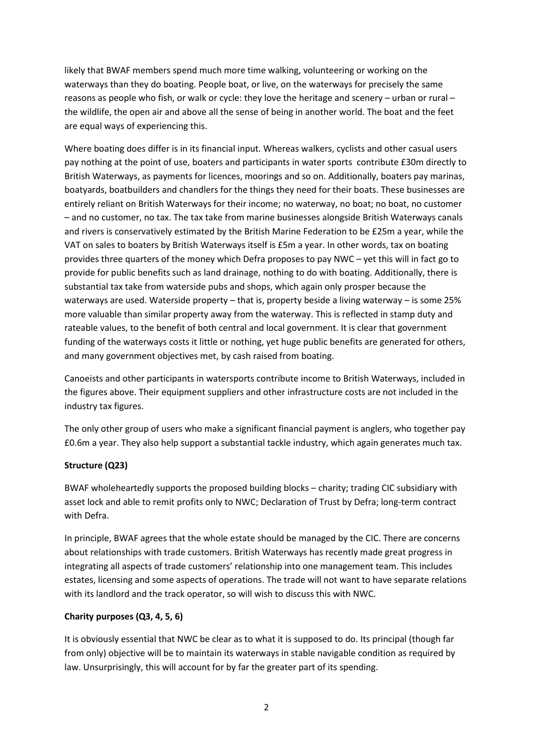likely that BWAF members spend much more time walking, volunteering or working on the waterways than they do boating. People boat, or live, on the waterways for precisely the same reasons as people who fish, or walk or cycle: they love the heritage and scenery – urban or rural – the wildlife, the open air and above all the sense of being in another world. The boat and the feet are equal ways of experiencing this.

Where boating does differ is in its financial input. Whereas walkers, cyclists and other casual users pay nothing at the point of use, boaters and participants in water sports contribute £30m directly to British Waterways, as payments for licences, moorings and so on. Additionally, boaters pay marinas, boatyards, boatbuilders and chandlers for the things they need for their boats. These businesses are entirely reliant on British Waterways for their income; no waterway, no boat; no boat, no customer – and no customer, no tax. The tax take from marine businesses alongside British Waterways canals and rivers is conservatively estimated by the British Marine Federation to be £25m a year, while the VAT on sales to boaters by British Waterways itself is £5m a year. In other words, tax on boating provides three quarters of the money which Defra proposes to pay NWC – yet this will in fact go to provide for public benefits such as land drainage, nothing to do with boating. Additionally, there is substantial tax take from waterside pubs and shops, which again only prosper because the waterways are used. Waterside property – that is, property beside a living waterway – is some 25% more valuable than similar property away from the waterway. This is reflected in stamp duty and rateable values, to the benefit of both central and local government. It is clear that government funding of the waterways costs it little or nothing, yet huge public benefits are generated for others, and many government objectives met, by cash raised from boating.

Canoeists and other participants in watersports contribute income to British Waterways, included in the figures above. Their equipment suppliers and other infrastructure costs are not included in the industry tax figures.

The only other group of users who make a significant financial payment is anglers, who together pay £0.6m a year. They also help support a substantial tackle industry, which again generates much tax.

**Structure (Q23)**

BWAF wholeheartedly supports the proposed building blocks – charity; trading CIC subsidiary with asset lock and able to remit profits only to NWC; Declaration of Trust by Defra; long-term contract with Defra.

In principle, BWAF agrees that the whole estate should be managed by the CIC. There are concerns about relationships with trade customers. British Waterways has recently made great progress in integrating all aspects of trade customers' relationship into one management team. This includes estates, licensing and some aspects of operations. The trade will not want to have separate relations with its landlord and the track operator, so will wish to discuss this with NWC.

**Charity purposes (Q3, 4, 5, 6)**

It is obviously essential that NWC be clear as to what it is supposed to do. Its principal (though far from only) objective will be to maintain its waterways in stable navigable condition as required by law. Unsurprisingly, this will account for by far the greater part of its spending.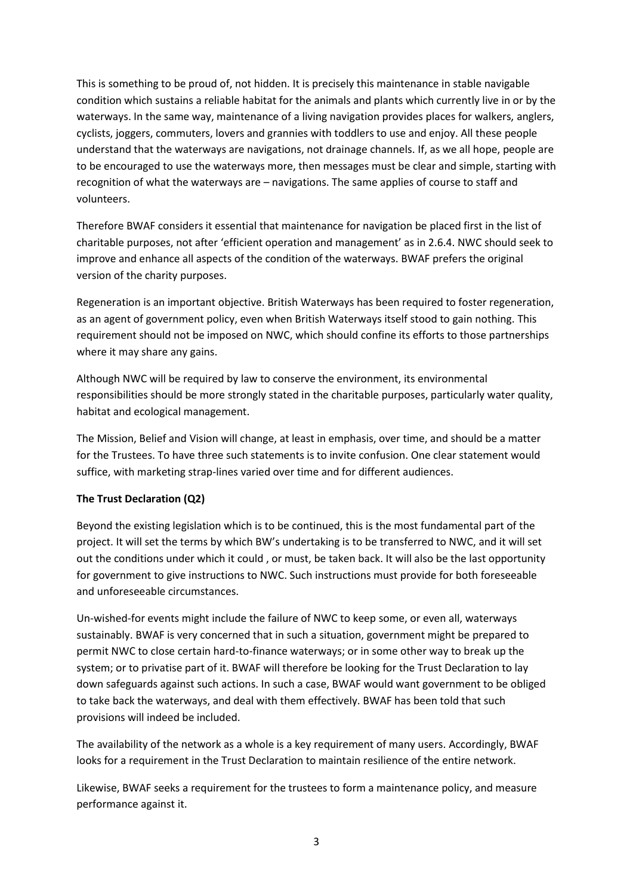This is something to be proud of, not hidden. It is precisely this maintenance in stable navigable condition which sustains a reliable habitat for the animals and plants which currently live in or by the waterways. In the same way, maintenance of a living navigation provides places for walkers, anglers, cyclists, joggers, commuters, lovers and grannies with toddlers to use and enjoy. All these people understand that the waterways are navigations, not drainage channels. If, as we all hope, people are to be encouraged to use the waterways more, then messages must be clear and simple, starting with recognition of what the waterways are – navigations. The same applies of course to staff and volunteers.

Therefore BWAF considers it essential that maintenance for navigation be placed first in the list of charitable purposes, not after 'efficient operation and management' as in 2.6.4. NWC should seek to improve and enhance all aspects of the condition of the waterways. BWAF prefers the original version of the charity purposes.

Regeneration is an important objective. British Waterways has been required to foster regeneration, as an agent of government policy, even when British Waterways itself stood to gain nothing. This requirement should not be imposed on NWC, which should confine its efforts to those partnerships where it may share any gains.

Although NWC will be required by law to conserve the environment, its environmental responsibilities should be more strongly stated in the charitable purposes, particularly water quality, habitat and ecological management.

The Mission, Belief and Vision will change, at least in emphasis, over time, and should be a matter for the Trustees. To have three such statements is to invite confusion. One clear statement would suffice, with marketing strap-lines varied over time and for different audiences.

**The Trust Declaration (Q2)**

Beyond the existing legislation which is to be continued, this is the most fundamental part of the project. It will set the terms by which BW's undertaking is to be transferred to NWC, and it will set out the conditions under which it could , or must, be taken back. It will also be the last opportunity for government to give instructions to NWC. Such instructions must provide for both foreseeable and unforeseeable circumstances.

Un-wished-for events might include the failure of NWC to keep some, or even all, waterways sustainably. BWAF is very concerned that in such a situation, government might be prepared to permit NWC to close certain hard-to-finance waterways; or in some other way to break up the system; or to privatise part of it. BWAF will therefore be looking for the Trust Declaration to lay down safeguards against such actions. In such a case, BWAF would want government to be obliged to take back the waterways, and deal with them effectively. BWAF has been told that such provisions will indeed be included.

The availability of the network as a whole is a key requirement of many users. Accordingly, BWAF looks for a requirement in the Trust Declaration to maintain resilience of the entire network.

Likewise, BWAF seeks a requirement for the trustees to form a maintenance policy, and measure performance against it.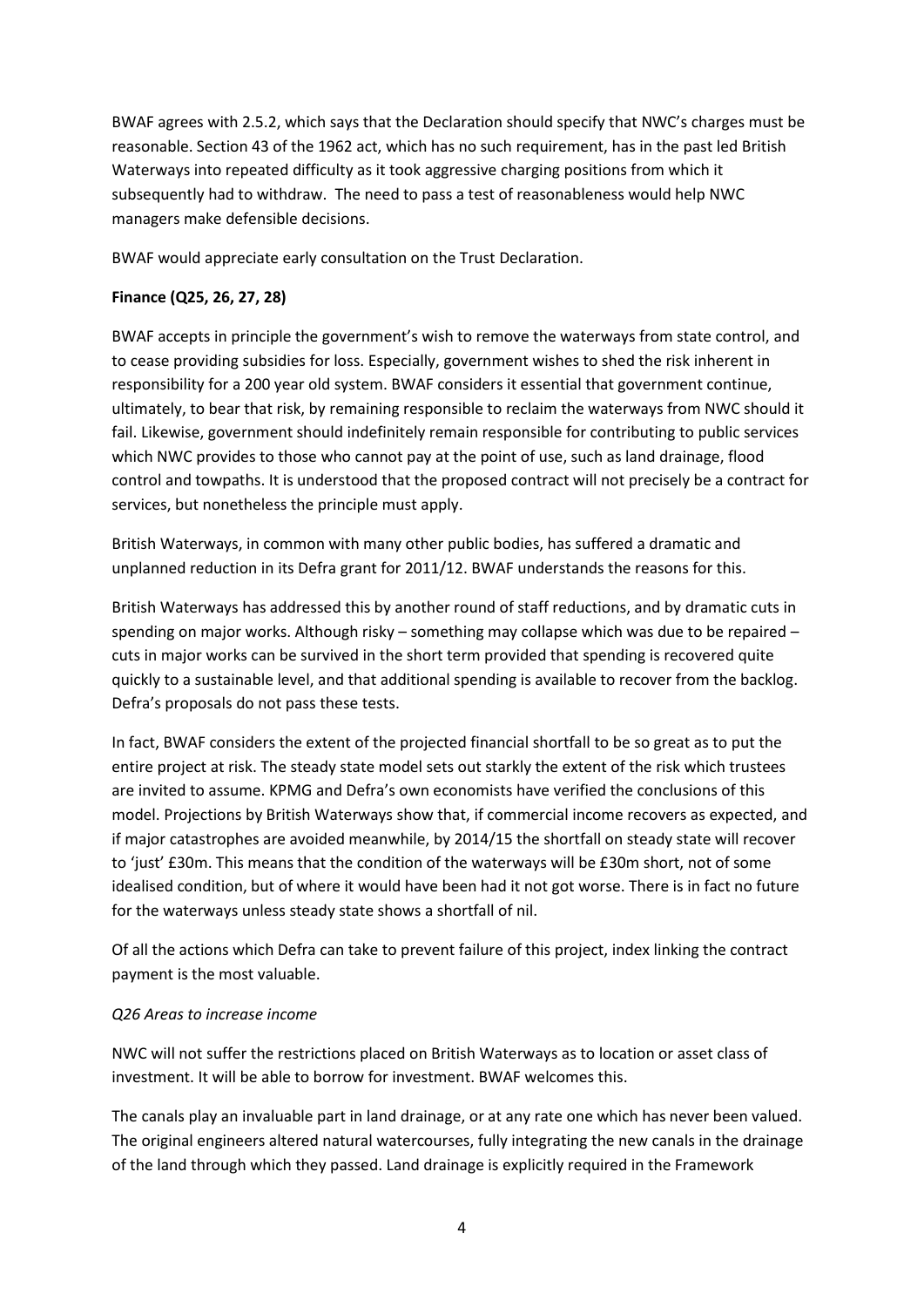BWAF agrees with 2.5.2, which says that the Declaration should specify that NWC's charges must be reasonable. Section 43 of the 1962 act, which has no such requirement, has in the past led British Waterways into repeated difficulty as it took aggressive charging positions from which it subsequently had to withdraw. The need to pass a test of reasonableness would help NWC managers make defensible decisions.

BWAF would appreciate early consultation on the Trust Declaration.

**Finance (Q25, 26, 27, 28)**

BWAF accepts in principle the government's wish to remove the waterways from state control, and to cease providing subsidies for loss. Especially, government wishes to shed the risk inherent in responsibility for a 200 year old system. BWAF considers it essential that government continue, ultimately, to bear that risk, by remaining responsible to reclaim the waterways from NWC should it fail. Likewise, government should indefinitely remain responsible for contributing to public services which NWC provides to those who cannot pay at the point of use, such as land drainage, flood control and towpaths. It is understood that the proposed contract will not precisely be a contract for services, but nonetheless the principle must apply.

British Waterways, in common with many other public bodies, has suffered a dramatic and unplanned reduction in its Defra grant for 2011/12. BWAF understands the reasons for this.

British Waterways has addressed this by another round of staff reductions, and by dramatic cuts in spending on major works. Although risky – something may collapse which was due to be repaired – cuts in major works can be survived in the short term provided that spending is recovered quite quickly to a sustainable level, and that additional spending is available to recover from the backlog. Defra's proposals do not pass these tests.

In fact, BWAF considers the extent of the projected financial shortfall to be so great as to put the entire project at risk. The steady state model sets out starkly the extent of the risk which trustees are invited to assume. KPMG and Defra's own economists have verified the conclusions of this model. Projections by British Waterways show that, if commercial income recovers as expected, and if major catastrophes are avoided meanwhile, by 2014/15 the shortfall on steady state will recover to 'just' £30m. This means that the condition of the waterways will be £30m short, not of some idealised condition, but of where it would have been had it not got worse. There is in fact no future for the waterways unless steady state shows a shortfall of nil.

Of all the actions which Defra can take to prevent failure of this project, index linking the contract payment is the most valuable.

*Q26 Areas to increase income*

NWC will not suffer the restrictions placed on British Waterways as to location or asset class of investment. It will be able to borrow for investment. BWAF welcomes this.

The canals play an invaluable part in land drainage, or at any rate one which has never been valued. The original engineers altered natural watercourses, fully integrating the new canals in the drainage of the land through which they passed. Land drainage is explicitly required in the Framework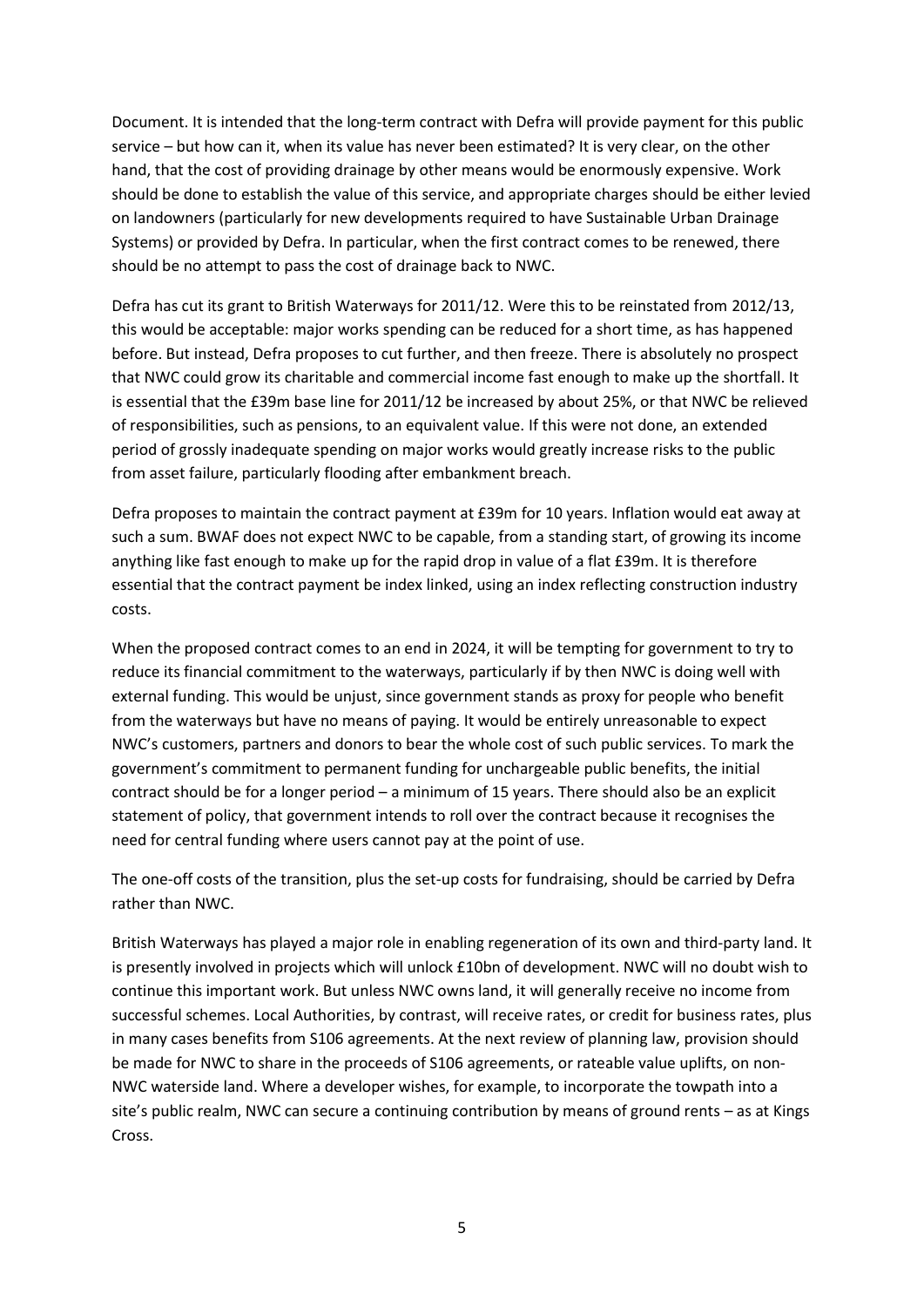Document. It is intended that the long-term contract with Defra will provide payment for this public service – but how can it, when its value has never been estimated? It is very clear, on the other hand, that the cost of providing drainage by other means would be enormously expensive. Work should be done to establish the value of this service, and appropriate charges should be either levied on landowners (particularly for new developments required to have Sustainable Urban Drainage Systems) or provided by Defra. In particular, when the first contract comes to be renewed, there should be no attempt to pass the cost of drainage back to NWC.

Defra has cut its grant to British Waterways for 2011/12. Were this to be reinstated from 2012/13, this would be acceptable: major works spending can be reduced for a short time, as has happened before. But instead, Defra proposes to cut further, and then freeze. There is absolutely no prospect that NWC could grow its charitable and commercial income fast enough to make up the shortfall. It is essential that the £39m base line for 2011/12 be increased by about 25%, or that NWC be relieved of responsibilities, such as pensions, to an equivalent value. If this were not done, an extended period of grossly inadequate spending on major works would greatly increase risks to the public from asset failure, particularly flooding after embankment breach.

Defra proposes to maintain the contract payment at £39m for 10 years. Inflation would eat away at such a sum. BWAF does not expect NWC to be capable, from a standing start, of growing its income anything like fast enough to make up for the rapid drop in value of a flat £39m. It is therefore essential that the contract payment be index linked, using an index reflecting construction industry costs.

When the proposed contract comes to an end in 2024, it will be tempting for government to try to reduce its financial commitment to the waterways, particularly if by then NWC is doing well with external funding. This would be unjust, since government stands as proxy for people who benefit from the waterways but have no means of paying. It would be entirely unreasonable to expect NWC's customers, partners and donors to bear the whole cost of such public services. To mark the government's commitment to permanent funding for unchargeable public benefits, the initial contract should be for a longer period – a minimum of 15 years. There should also be an explicit statement of policy, that government intends to roll over the contract because it recognises the need for central funding where users cannot pay at the point of use.

The one-off costs of the transition, plus the set-up costs for fundraising, should be carried by Defra rather than NWC.

British Waterways has played a major role in enabling regeneration of its own and third-party land. It is presently involved in projects which will unlock £10bn of development. NWC will no doubt wish to continue this important work. But unless NWC owns land, it will generally receive no income from successful schemes. Local Authorities, by contrast, will receive rates, or credit for business rates, plus in many cases benefits from S106 agreements. At the next review of planning law, provision should be made for NWC to share in the proceeds of S106 agreements, or rateable value uplifts, on non-NWC waterside land. Where a developer wishes, for example, to incorporate the towpath into a site's public realm, NWC can secure a continuing contribution by means of ground rents – as at Kings Cross.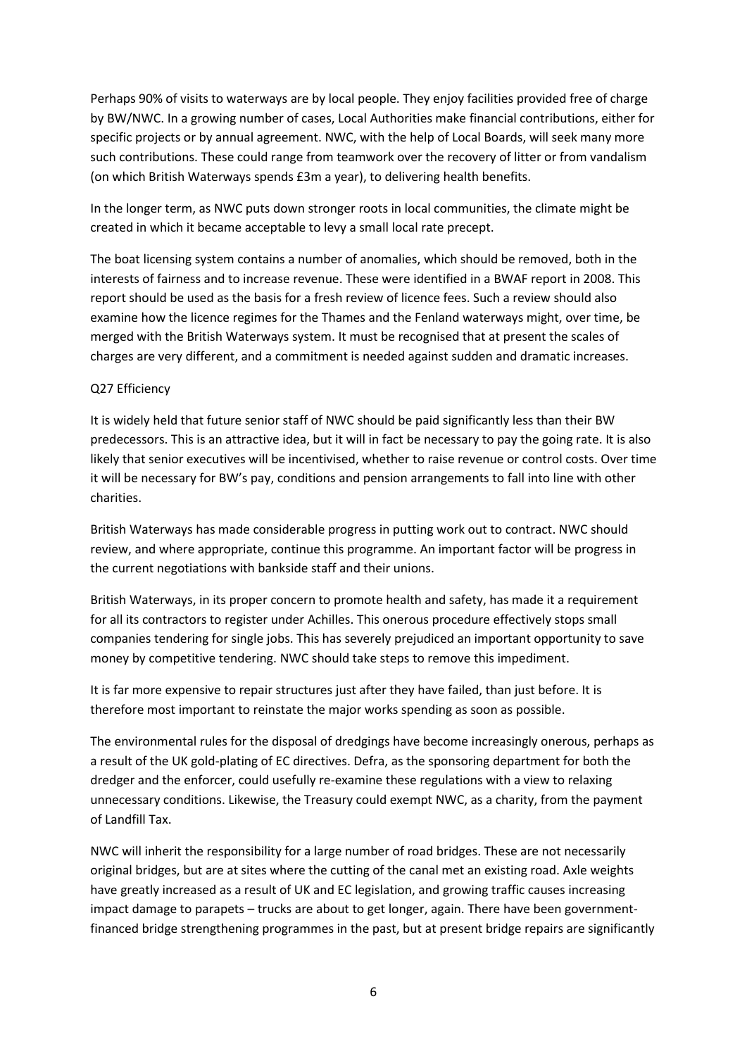Perhaps 90% of visits to waterways are by local people. They enjoy facilities provided free of charge by BW/NWC. In a growing number of cases, Local Authorities make financial contributions, either for specific projects or by annual agreement. NWC, with the help of Local Boards, will seek many more such contributions. These could range from teamwork over the recovery of litter or from vandalism (on which British Waterways spends £3m a year), to delivering health benefits.

In the longer term, as NWC puts down stronger roots in local communities, the climate might be created in which it became acceptable to levy a small local rate precept.

The boat licensing system contains a number of anomalies, which should be removed, both in the interests of fairness and to increase revenue. These were identified in a BWAF report in 2008. This report should be used as the basis for a fresh review of licence fees. Such a review should also examine how the licence regimes for the Thames and the Fenland waterways might, over time, be merged with the British Waterways system. It must be recognised that at present the scales of charges are very different, and a commitment is needed against sudden and dramatic increases.

Q27 Efficiency

It is widely held that future senior staff of NWC should be paid significantly less than their BW predecessors. This is an attractive idea, but it will in fact be necessary to pay the going rate. It is also likely that senior executives will be incentivised, whether to raise revenue or control costs. Over time it will be necessary for BW's pay, conditions and pension arrangements to fall into line with other charities.

British Waterways has made considerable progress in putting work out to contract. NWC should review, and where appropriate, continue this programme. An important factor will be progress in the current negotiations with bankside staff and their unions.

British Waterways, in its proper concern to promote health and safety, has made it a requirement for all its contractors to register under Achilles. This onerous procedure effectively stops small companies tendering for single jobs. This has severely prejudiced an important opportunity to save money by competitive tendering. NWC should take steps to remove this impediment.

It is far more expensive to repair structures just after they have failed, than just before. It is therefore most important to reinstate the major works spending as soon as possible.

The environmental rules for the disposal of dredgings have become increasingly onerous, perhaps as a result of the UK gold-plating of EC directives. Defra, as the sponsoring department for both the dredger and the enforcer, could usefully re-examine these regulations with a view to relaxing unnecessary conditions. Likewise, the Treasury could exempt NWC, as a charity, from the payment of Landfill Tax.

NWC will inherit the responsibility for a large number of road bridges. These are not necessarily original bridges, but are at sites where the cutting of the canal met an existing road. Axle weights have greatly increased as a result of UK and EC legislation, and growing traffic causes increasing impact damage to parapets – trucks are about to get longer, again. There have been government-financed bridge strengthening programmes in the past, but at present bridge repairs are significantly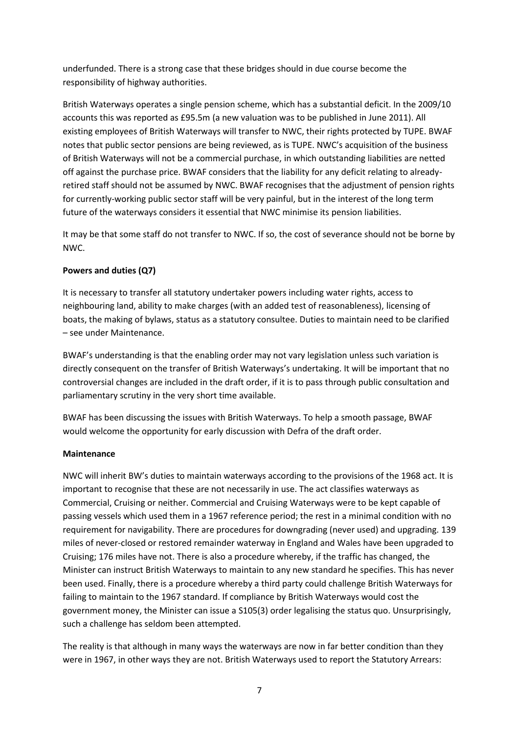underfunded. There is a strong case that these bridges should in due course become the responsibility of highway authorities.

British Waterways operates a single pension scheme, which has a substantial deficit. In the 2009/10 accounts this was reported as £95.5m (a new valuation was to be published in June 2011). All existing employees of British Waterways will transfer to NWC, their rights protected by TUPE. BWAF notes that public sector pensions are being reviewed, as is TUPE. NWC's acquisition of the business of British Waterways will not be a commercial purchase, in which outstanding liabilities are netted off against the purchase price. BWAF considers that the liability for any deficit relating to already-retired staff should not be assumed by NWC. BWAF recognises that the adjustment of pension rights for currently-working public sector staff will be very painful, but in the interest of the long term future of the waterways considers it essential that NWC minimise its pension liabilities.

It may be that some staff do not transfer to NWC. If so, the cost of severance should not be borne by NWC.

**Powers and duties (Q7)**

It is necessary to transfer all statutory undertaker powers including water rights, access to neighbouring land, ability to make charges (with an added test of reasonableness), licensing of boats, the making of bylaws, status as a statutory consultee. Duties to maintain need to be clarified – see under Maintenance.

BWAF's understanding is that the enabling order may not vary legislation unless such variation is directly consequent on the transfer of British Waterways's undertaking. It will be important that no controversial changes are included in the draft order, if it is to pass through public consultation and parliamentary scrutiny in the very short time available.

BWAF has been discussing the issues with British Waterways. To help a smooth passage, BWAF would welcome the opportunity for early discussion with Defra of the draft order.

**Maintenance**

NWC will inherit BW's duties to maintain waterways according to the provisions of the 1968 act. It is important to recognise that these are not necessarily in use. The act classifies waterways as Commercial, Cruising or neither. Commercial and Cruising Waterways were to be kept capable of passing vessels which used them in a 1967 reference period; the rest in a minimal condition with no requirement for navigability. There are procedures for downgrading (never used) and upgrading. 139 miles of never-closed or restored remainder waterway in England and Wales have been upgraded to Cruising; 176 miles have not. There is also a procedure whereby, if the traffic has changed, the Minister can instruct British Waterways to maintain to any new standard he specifies. This has never been used. Finally, there is a procedure whereby a third party could challenge British Waterways for failing to maintain to the 1967 standard. If compliance by British Waterways would cost the government money, the Minister can issue a S105(3) order legalising the status quo. Unsurprisingly, such a challenge has seldom been attempted.

The reality is that although in many ways the waterways are now in far better condition than they were in 1967, in other ways they are not. British Waterways used to report the Statutory Arrears: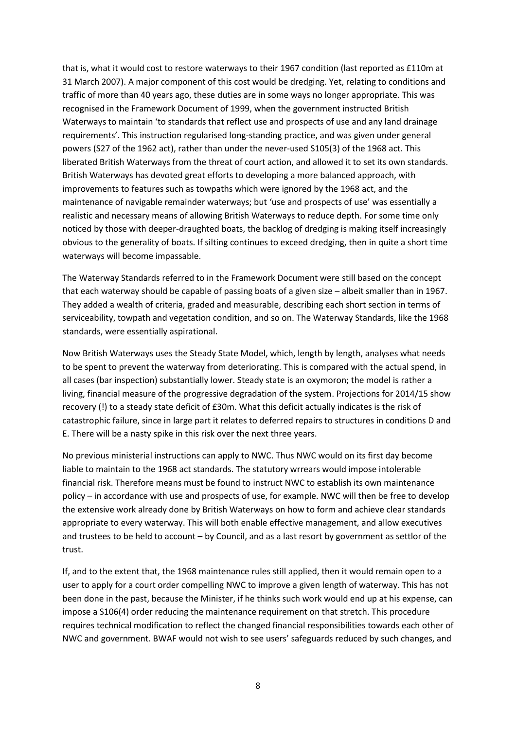that is, what it would cost to restore waterways to their 1967 condition (last reported as £110m at 31 March 2007). A major component of this cost would be dredging. Yet, relating to conditions and traffic of more than 40 years ago, these duties are in some ways no longer appropriate. This was recognised in the Framework Document of 1999, when the government instructed British Waterways to maintain 'to standards that reflect use and prospects of use and any land drainage requirements'. This instruction regularised long-standing practice, and was given under general powers (S27 of the 1962 act), rather than under the never-used S105(3) of the 1968 act. This liberated British Waterways from the threat of court action, and allowed it to set its own standards. British Waterways has devoted great efforts to developing a more balanced approach, with improvements to features such as towpaths which were ignored by the 1968 act, and the maintenance of navigable remainder waterways; but 'use and prospects of use' was essentially a realistic and necessary means of allowing British Waterways to reduce depth. For some time only noticed by those with deeper-draughted boats, the backlog of dredging is making itself increasingly obvious to the generality of boats. If silting continues to exceed dredging, then in quite a short time waterways will become impassable.

The Waterway Standards referred to in the Framework Document were still based on the concept that each waterway should be capable of passing boats of a given size – albeit smaller than in 1967. They added a wealth of criteria, graded and measurable, describing each short section in terms of serviceability, towpath and vegetation condition, and so on. The Waterway Standards, like the 1968 standards, were essentially aspirational.

Now British Waterways uses the Steady State Model, which, length by length, analyses what needs to be spent to prevent the waterway from deteriorating. This is compared with the actual spend, in all cases (bar inspection) substantially lower. Steady state is an oxymoron; the model is rather a living, financial measure of the progressive degradation of the system. Projections for 2014/15 show recovery (!) to a steady state deficit of £30m. What this deficit actually indicates is the risk of catastrophic failure, since in large part it relates to deferred repairs to structures in conditions D and E. There will be a nasty spike in this risk over the next three years.

No previous ministerial instructions can apply to NWC. Thus NWC would on its first day become liable to maintain to the 1968 act standards. The statutory wrrears would impose intolerable financial risk. Therefore means must be found to instruct NWC to establish its own maintenance policy – in accordance with use and prospects of use, for example. NWC will then be free to develop the extensive work already done by British Waterways on how to form and achieve clear standards appropriate to every waterway. This will both enable effective management, and allow executives and trustees to be held to account – by Council, and as a last resort by government as settlor of the trust.

If, and to the extent that, the 1968 maintenance rules still applied, then it would remain open to a user to apply for a court order compelling NWC to improve a given length of waterway. This has not been done in the past, because the Minister, if he thinks such work would end up at his expense, can impose a S106(4) order reducing the maintenance requirement on that stretch. This procedure requires technical modification to reflect the changed financial responsibilities towards each other of NWC and government. BWAF would not wish to see users' safeguards reduced by such changes, and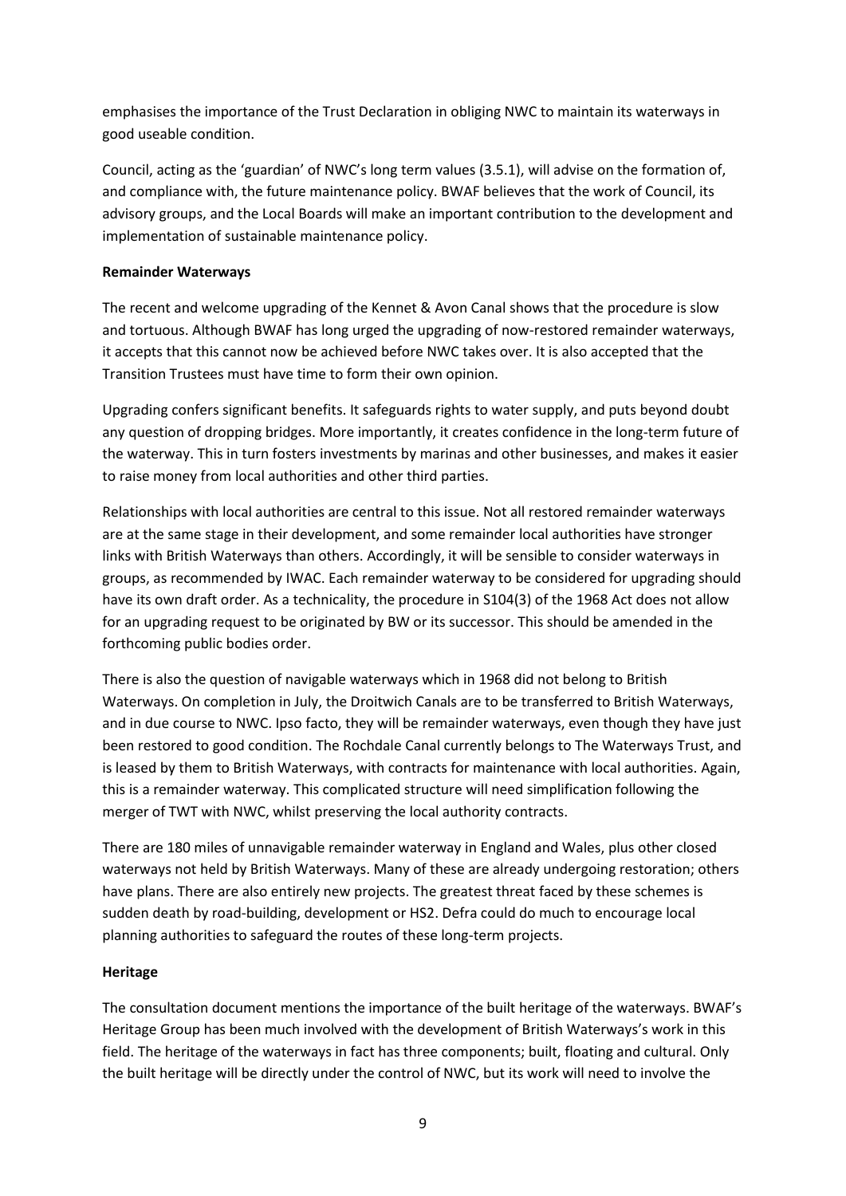emphasises the importance of the Trust Declaration in obliging NWC to maintain its waterways in good useable condition.

Council, acting as the 'guardian' of NWC's long term values (3.5.1), will advise on the formation of, and compliance with, the future maintenance policy. BWAF believes that the work of Council, its advisory groups, and the Local Boards will make an important contribution to the development and implementation of sustainable maintenance policy.

**Remainder Waterways**

The recent and welcome upgrading of the Kennet & Avon Canal shows that the procedure is slow and tortuous. Although BWAF has long urged the upgrading of now-restored remainder waterways, it accepts that this cannot now be achieved before NWC takes over. It is also accepted that the Transition Trustees must have time to form their own opinion.

Upgrading confers significant benefits. It safeguards rights to water supply, and puts beyond doubt any question of dropping bridges. More importantly, it creates confidence in the long-term future of the waterway. This in turn fosters investments by marinas and other businesses, and makes it easier to raise money from local authorities and other third parties.

Relationships with local authorities are central to this issue. Not all restored remainder waterways are at the same stage in their development, and some remainder local authorities have stronger links with British Waterways than others. Accordingly, it will be sensible to consider waterways in groups, as recommended by IWAC. Each remainder waterway to be considered for upgrading should have its own draft order. As a technicality, the procedure in S104(3) of the 1968 Act does not allow for an upgrading request to be originated by BW or its successor. This should be amended in the forthcoming public bodies order.

There is also the question of navigable waterways which in 1968 did not belong to British Waterways. On completion in July, the Droitwich Canals are to be transferred to British Waterways, and in due course to NWC. Ipso facto, they will be remainder waterways, even though they have just been restored to good condition. The Rochdale Canal currently belongs to The Waterways Trust, and is leased by them to British Waterways, with contracts for maintenance with local authorities. Again, this is a remainder waterway. This complicated structure will need simplification following the merger of TWT with NWC, whilst preserving the local authority contracts.

There are 180 miles of unnavigable remainder waterway in England and Wales, plus other closed waterways not held by British Waterways. Many of these are already undergoing restoration; others have plans. There are also entirely new projects. The greatest threat faced by these schemes is sudden death by road-building, development or HS2. Defra could do much to encourage local planning authorities to safeguard the routes of these long-term projects.

**Heritage**

The consultation document mentions the importance of the built heritage of the waterways. BWAF's Heritage Group has been much involved with the development of British Waterways's work in this field. The heritage of the waterways in fact has three components; built, floating and cultural. Only the built heritage will be directly under the control of NWC, but its work will need to involve the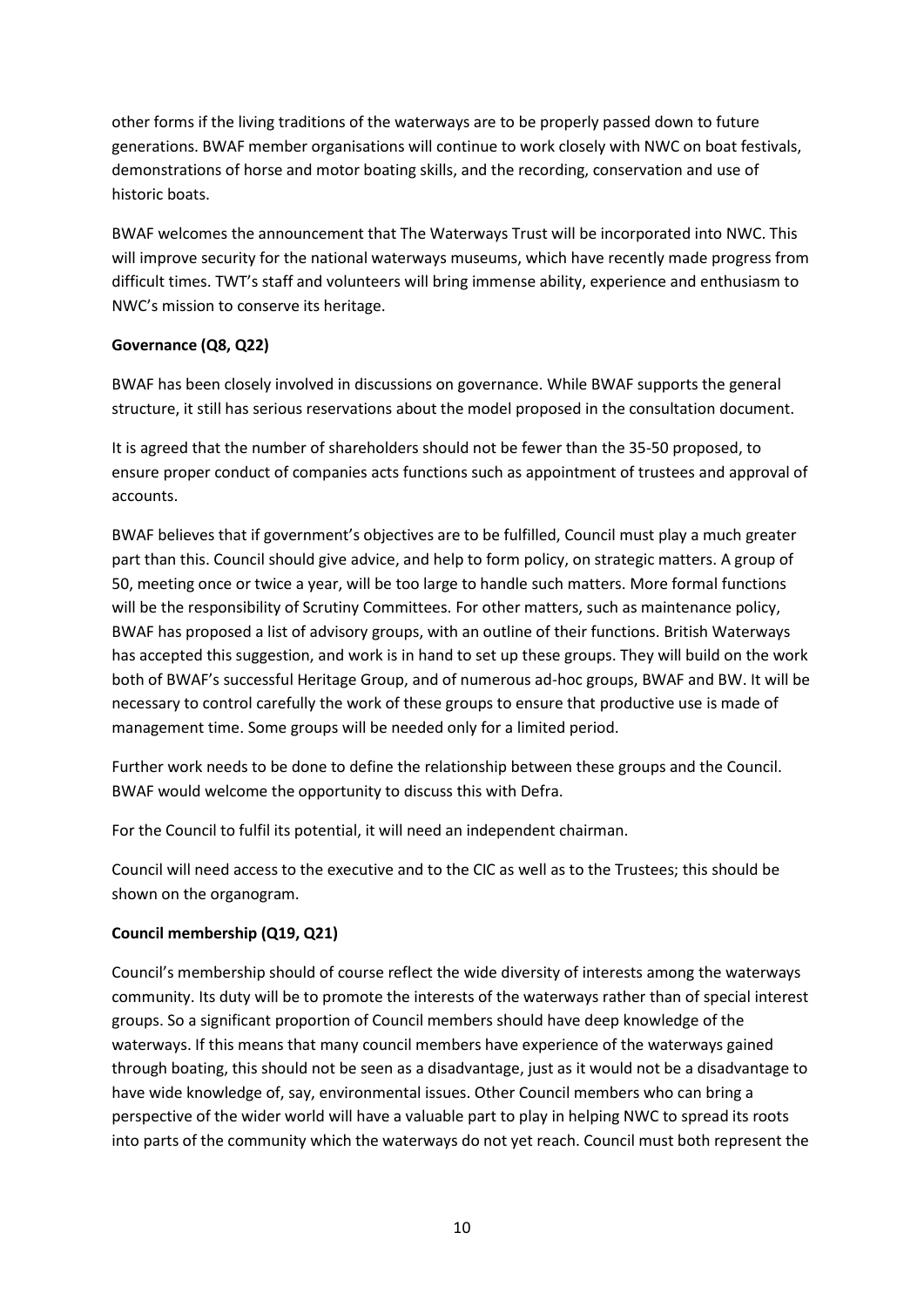other forms if the living traditions of the waterways are to be properly passed down to future generations. BWAF member organisations will continue to work closely with NWC on boat festivals, demonstrations of horse and motor boating skills, and the recording, conservation and use of historic boats.

BWAF welcomes the announcement that The Waterways Trust will be incorporated into NWC. This will improve security for the national waterways museums, which have recently made progress from difficult times. TWT's staff and volunteers will bring immense ability, experience and enthusiasm to NWC's mission to conserve its heritage.

**Governance (Q8, Q22)**

BWAF has been closely involved in discussions on governance. While BWAF supports the general structure, it still has serious reservations about the model proposed in the consultation document.

It is agreed that the number of shareholders should not be fewer than the 35-50 proposed, to ensure proper conduct of companies acts functions such as appointment of trustees and approval of accounts.

BWAF believes that if government's objectives are to be fulfilled, Council must play a much greater part than this. Council should give advice, and help to form policy, on strategic matters. A group of 50, meeting once or twice a year, will be too large to handle such matters. More formal functions will be the responsibility of Scrutiny Committees. For other matters, such as maintenance policy, BWAF has proposed a list of advisory groups, with an outline of their functions. British Waterways has accepted this suggestion, and work is in hand to set up these groups. They will build on the work both of BWAF's successful Heritage Group, and of numerous ad-hoc groups, BWAF and BW. It will be necessary to control carefully the work of these groups to ensure that productive use is made of management time. Some groups will be needed only for a limited period.

Further work needs to be done to define the relationship between these groups and the Council. BWAF would welcome the opportunity to discuss this with Defra.

For the Council to fulfil its potential, it will need an independent chairman.

Council will need access to the executive and to the CIC as well as to the Trustees; this should be shown on the organogram.

**Council membership (Q19, Q21)**

Council's membership should of course reflect the wide diversity of interests among the waterways community. Its duty will be to promote the interests of the waterways rather than of special interest groups. So a significant proportion of Council members should have deep knowledge of the waterways. If this means that many council members have experience of the waterways gained through boating, this should not be seen as a disadvantage, just as it would not be a disadvantage to have wide knowledge of, say, environmental issues. Other Council members who can bring a perspective of the wider world will have a valuable part to play in helping NWC to spread its roots into parts of the community which the waterways do not yet reach. Council must both represent the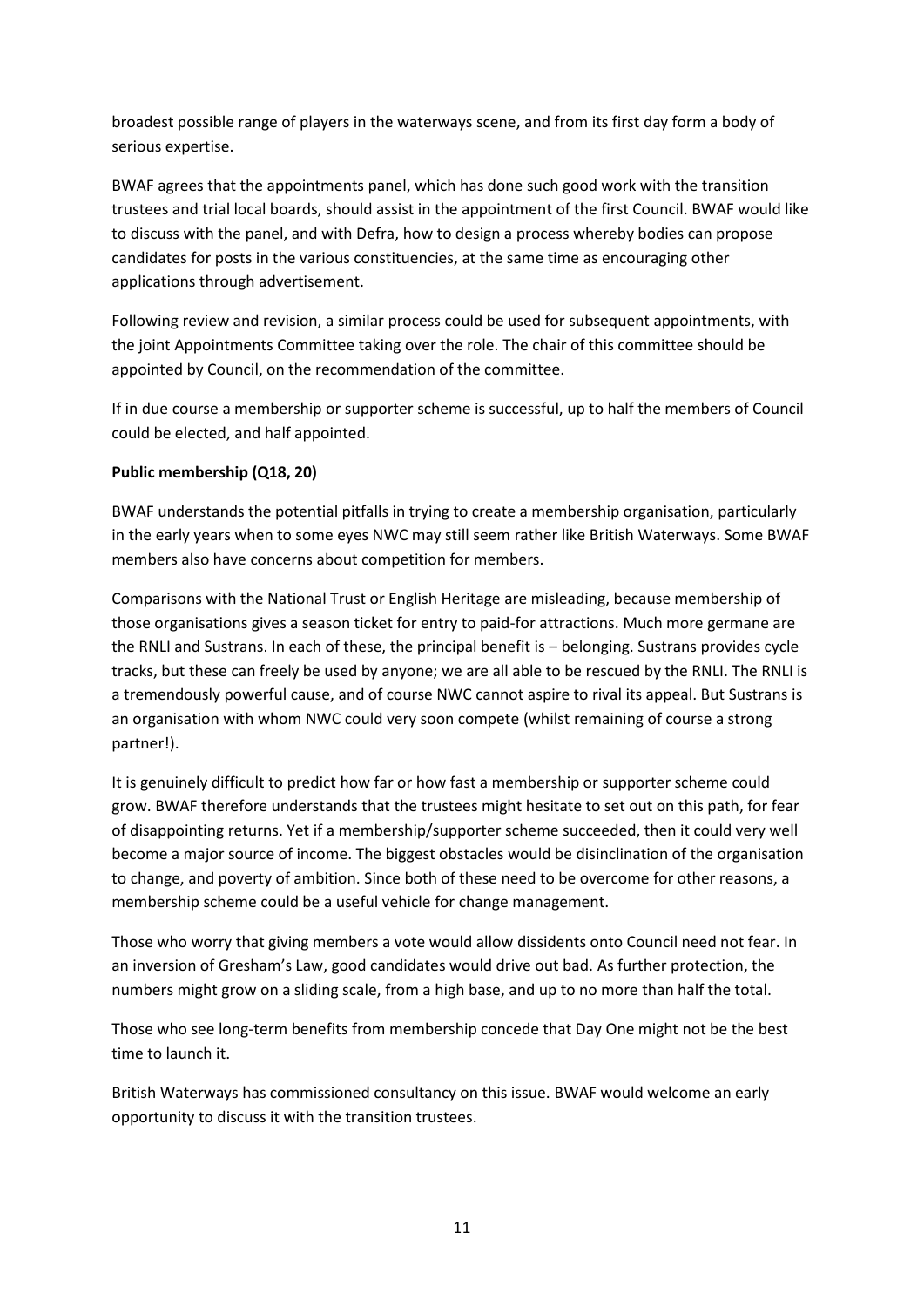broadest possible range of players in the waterways scene, and from its first day form a body of serious expertise.

BWAF agrees that the appointments panel, which has done such good work with the transition trustees and trial local boards, should assist in the appointment of the first Council. BWAF would like to discuss with the panel, and with Defra, how to design a process whereby bodies can propose candidates for posts in the various constituencies, at the same time as encouraging other applications through advertisement.

Following review and revision, a similar process could be used for subsequent appointments, with the joint Appointments Committee taking over the role. The chair of this committee should be appointed by Council, on the recommendation of the committee.

If in due course a membership or supporter scheme is successful, up to half the members of Council could be elected, and half appointed.

**Public membership (Q18, 20)**

BWAF understands the potential pitfalls in trying to create a membership organisation, particularly in the early years when to some eyes NWC may still seem rather like British Waterways. Some BWAF members also have concerns about competition for members.

Comparisons with the National Trust or English Heritage are misleading, because membership of those organisations gives a season ticket for entry to paid-for attractions. Much more germane are the RNLI and Sustrans. In each of these, the principal benefit is – belonging. Sustrans provides cycle tracks, but these can freely be used by anyone; we are all able to be rescued by the RNLI. The RNLI is a tremendously powerful cause, and of course NWC cannot aspire to rival its appeal. But Sustrans is an organisation with whom NWC could very soon compete (whilst remaining of course a strong partner!).

It is genuinely difficult to predict how far or how fast a membership or supporter scheme could grow. BWAF therefore understands that the trustees might hesitate to set out on this path, for fear of disappointing returns. Yet if a membership/supporter scheme succeeded, then it could very well become a major source of income. The biggest obstacles would be disinclination of the organisation to change, and poverty of ambition. Since both of these need to be overcome for other reasons, a membership scheme could be a useful vehicle for change management.

Those who worry that giving members a vote would allow dissidents onto Council need not fear. In an inversion of Gresham's Law, good candidates would drive out bad. As further protection, the numbers might grow on a sliding scale, from a high base, and up to no more than half the total.

Those who see long-term benefits from membership concede that Day One might not be the best time to launch it.

British Waterways has commissioned consultancy on this issue. BWAF would welcome an early opportunity to discuss it with the transition trustees.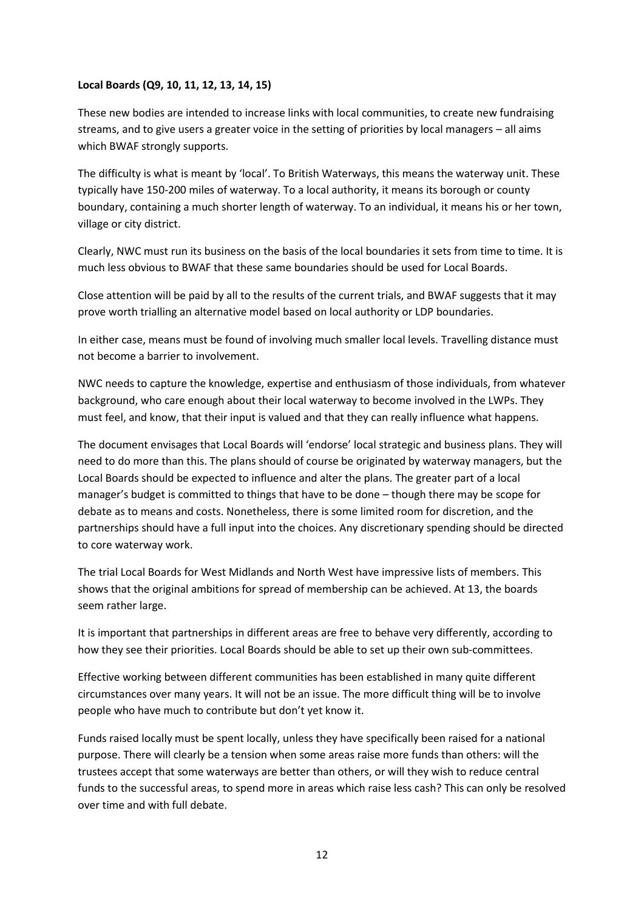**Local Boards (Q9, 10, 11, 12, 13, 14, 15)**

These new bodies are intended to increase links with local communities, to create new fundraising streams, and to give users a greater voice in the setting of priorities by local managers – all aims which BWAF strongly supports.

The difficulty is what is meant by 'local'. To British Waterways, this means the waterway unit. These typically have 150-200 miles of waterway. To a local authority, it means its borough or county boundary, containing a much shorter length of waterway. To an individual, it means his or her town, village or city district.

Clearly, NWC must run its business on the basis of the local boundaries it sets from time to time. It is much less obvious to BWAF that these same boundaries should be used for Local Boards.

Close attention will be paid by all to the results of the current trials, and BWAF suggests that it may prove worth trialling an alternative model based on local authority or LDP boundaries.

In either case, means must be found of involving much smaller local levels. Travelling distance must not become a barrier to involvement.

NWC needs to capture the knowledge, expertise and enthusiasm of those individuals, from whatever background, who care enough about their local waterway to become involved in the LWPs. They must feel, and know, that their input is valued and that they can really influence what happens.

The document envisages that Local Boards will 'endorse' local strategic and business plans. They will need to do more than this. The plans should of course be originated by waterway managers, but the Local Boards should be expected to influence and alter the plans. The greater part of a local manager's budget is committed to things that have to be done – though there may be scope for debate as to means and costs. Nonetheless, there is some limited room for discretion, and the partnerships should have a full input into the choices. Any discretionary spending should be directed to core waterway work.

The trial Local Boards for West Midlands and North West have impressive lists of members. This shows that the original ambitions for spread of membership can be achieved. At 13, the boards seem rather large.

It is important that partnerships in different areas are free to behave very differently, according to how they see their priorities. Local Boards should be able to set up their own sub-committees.

Effective working between different communities has been established in many quite different circumstances over many years. It will not be an issue. The more difficult thing will be to involve people who have much to contribute but don't yet know it.

Funds raised locally must be spent locally, unless they have specifically been raised for a national purpose. There will clearly be a tension when some areas raise more funds than others: will the trustees accept that some waterways are better than others, or will they wish to reduce central funds to the successful areas, to spend more in areas which raise less cash? This can only be resolved over time and with full debate.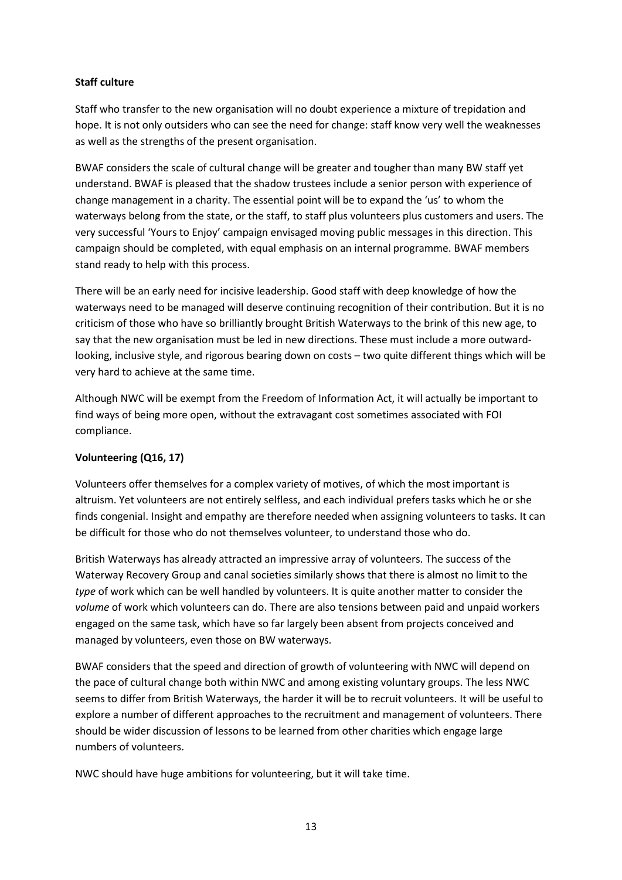**Staff culture**

Staff who transfer to the new organisation will no doubt experience a mixture of trepidation and hope. It is not only outsiders who can see the need for change: staff know very well the weaknesses as well as the strengths of the present organisation.

BWAF considers the scale of cultural change will be greater and tougher than many BW staff yet understand. BWAF is pleased that the shadow trustees include a senior person with experience of change management in a charity. The essential point will be to expand the 'us' to whom the waterways belong from the state, or the staff, to staff plus volunteers plus customers and users. The very successful 'Yours to Enjoy' campaign envisaged moving public messages in this direction. This campaign should be completed, with equal emphasis on an internal programme. BWAF members stand ready to help with this process.

There will be an early need for incisive leadership. Good staff with deep knowledge of how the waterways need to be managed will deserve continuing recognition of their contribution. But it is no criticism of those who have so brilliantly brought British Waterways to the brink of this new age, to say that the new organisation must be led in new directions. These must include a more outward-looking, inclusive style, and rigorous bearing down on costs – two quite different things which will be very hard to achieve at the same time.

Although NWC will be exempt from the Freedom of Information Act, it will actually be important to find ways of being more open, without the extravagant cost sometimes associated with FOI compliance.

**Volunteering (Q16, 17)**

Volunteers offer themselves for a complex variety of motives, of which the most important is altruism. Yet volunteers are not entirely selfless, and each individual prefers tasks which he or she finds congenial. Insight and empathy are therefore needed when assigning volunteers to tasks. It can be difficult for those who do not themselves volunteer, to understand those who do.

British Waterways has already attracted an impressive array of volunteers. The success of the Waterway Recovery Group and canal societies similarly shows that there is almost no limit to the *type* of work which can be well handled by volunteers. It is quite another matter to consider the *volume* of work which volunteers can do. There are also tensions between paid and unpaid workers engaged on the same task, which have so far largely been absent from projects conceived and managed by volunteers, even those on BW waterways.

BWAF considers that the speed and direction of growth of volunteering with NWC will depend on the pace of cultural change both within NWC and among existing voluntary groups. The less NWC seems to differ from British Waterways, the harder it will be to recruit volunteers. It will be useful to explore a number of different approaches to the recruitment and management of volunteers. There should be wider discussion of lessons to be learned from other charities which engage large numbers of volunteers.

NWC should have huge ambitions for volunteering, but it will take time.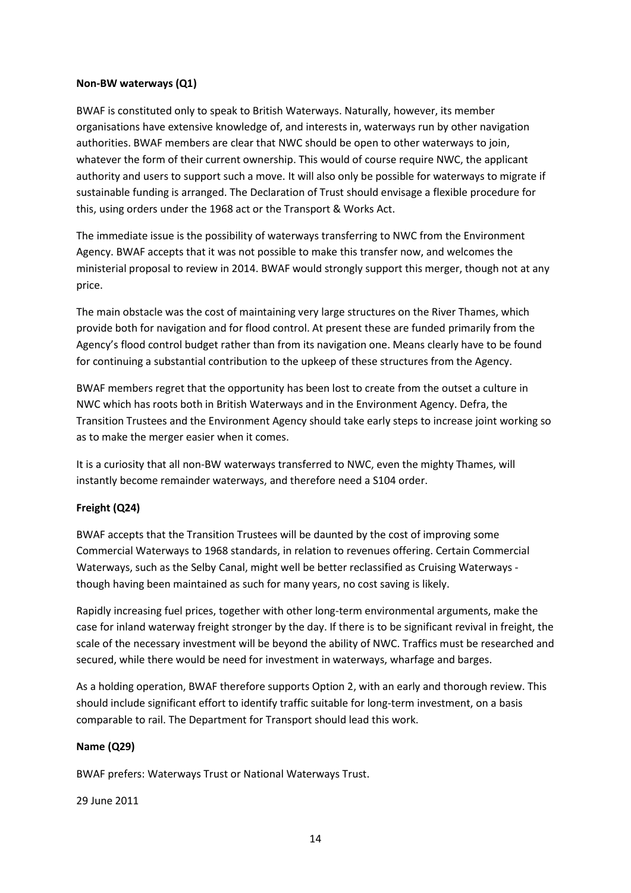**Non-BW waterways (Q1)**

BWAF is constituted only to speak to British Waterways. Naturally, however, its member organisations have extensive knowledge of, and interests in, waterways run by other navigation authorities. BWAF members are clear that NWC should be open to other waterways to join, whatever the form of their current ownership. This would of course require NWC, the applicant authority and users to support such a move. It will also only be possible for waterways to migrate if sustainable funding is arranged. The Declaration of Trust should envisage a flexible procedure for this, using orders under the 1968 act or the Transport & Works Act.

The immediate issue is the possibility of waterways transferring to NWC from the Environment Agency. BWAF accepts that it was not possible to make this transfer now, and welcomes the ministerial proposal to review in 2014. BWAF would strongly support this merger, though not at any price.

The main obstacle was the cost of maintaining very large structures on the River Thames, which provide both for navigation and for flood control. At present these are funded primarily from the Agency's flood control budget rather than from its navigation one. Means clearly have to be found for continuing a substantial contribution to the upkeep of these structures from the Agency.

BWAF members regret that the opportunity has been lost to create from the outset a culture in NWC which has roots both in British Waterways and in the Environment Agency. Defra, the Transition Trustees and the Environment Agency should take early steps to increase joint working so as to make the merger easier when it comes.

It is a curiosity that all non-BW waterways transferred to NWC, even the mighty Thames, will instantly become remainder waterways, and therefore need a S104 order.

**Freight (Q24)**

BWAF accepts that the Transition Trustees will be daunted by the cost of improving some Commercial Waterways to 1968 standards, in relation to revenues offering. Certain Commercial Waterways, such as the Selby Canal, might well be better reclassified as Cruising Waterways - though having been maintained as such for many years, no cost saving is likely.

Rapidly increasing fuel prices, together with other long-term environmental arguments, make the case for inland waterway freight stronger by the day. If there is to be significant revival in freight, the scale of the necessary investment will be beyond the ability of NWC. Traffics must be researched and secured, while there would be need for investment in waterways, wharfage and barges.

As a holding operation, BWAF therefore supports Option 2, with an early and thorough review. This should include significant effort to identify traffic suitable for long-term investment, on a basis comparable to rail. The Department for Transport should lead this work.

**Name (Q29)**

BWAF prefers: Waterways Trust or National Waterways Trust.

29 June 2011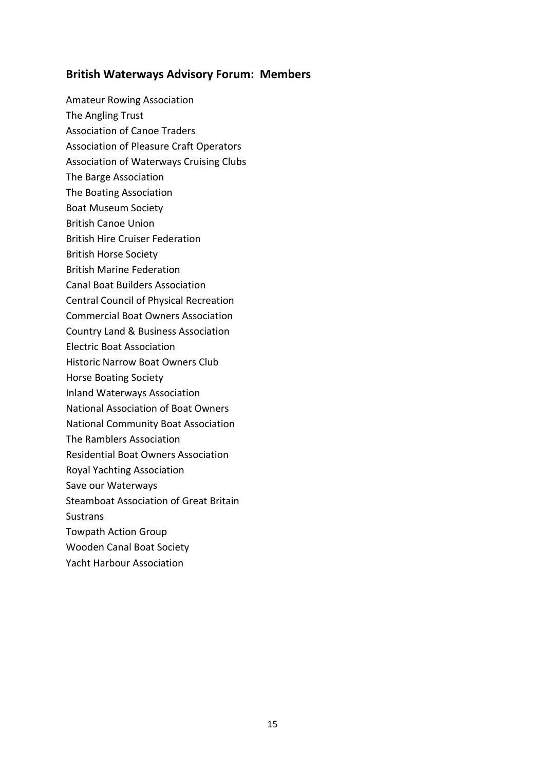## British Waterways Advisory Forum: Members

Amateur Rowing Association
The Angling Trust
Association of Canoe Traders
Association of Pleasure Craft Operators
Association of Waterways Cruising Clubs
The Barge Association
The Boating Association
Boat Museum Society
British Canoe Union
British Hire Cruiser Federation
British Horse Society
British Marine Federation
Canal Boat Builders Association
Central Council of Physical Recreation
Commercial Boat Owners Association
Country Land & Business Association
Electric Boat Association
Historic Narrow Boat Owners Club
Horse Boating Society
Inland Waterways Association
National Association of Boat Owners
National Community Boat Association
The Ramblers Association
Residential Boat Owners Association
Royal Yachting Association
Save our Waterways
Steamboat Association of Great Britain
Sustrans
Towpath Action Group
Wooden Canal Boat Society
Yacht Harbour Association